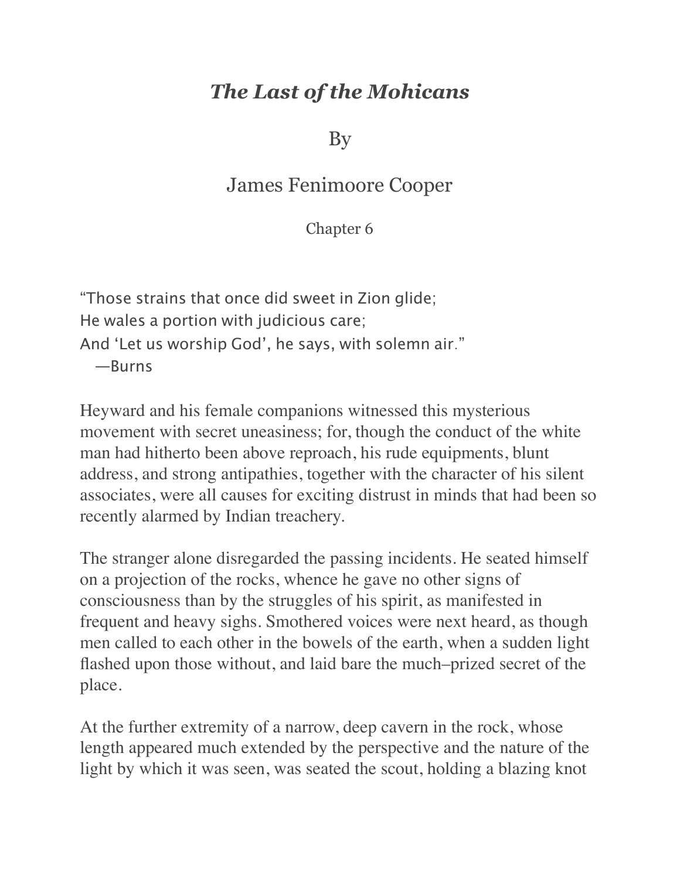# *The Last of the Mohicans*

By

James Fenimoore Cooper

Chapter 6

"Those strains that once did sweet in Zion glide;
He wales a portion with judicious care;
And 'Let us worship God', he says, with solemn air."
—Burns

Heyward and his female companions witnessed this mysterious movement with secret uneasiness; for, though the conduct of the white man had hitherto been above reproach, his rude equipments, blunt address, and strong antipathies, together with the character of his silent associates, were all causes for exciting distrust in minds that had been so recently alarmed by Indian treachery.

The stranger alone disregarded the passing incidents. He seated himself on a projection of the rocks, whence he gave no other signs of consciousness than by the struggles of his spirit, as manifested in frequent and heavy sighs. Smothered voices were next heard, as though men called to each other in the bowels of the earth, when a sudden light flashed upon those without, and laid bare the much–prized secret of the place.

At the further extremity of a narrow, deep cavern in the rock, whose length appeared much extended by the perspective and the nature of the light by which it was seen, was seated the scout, holding a blazing knot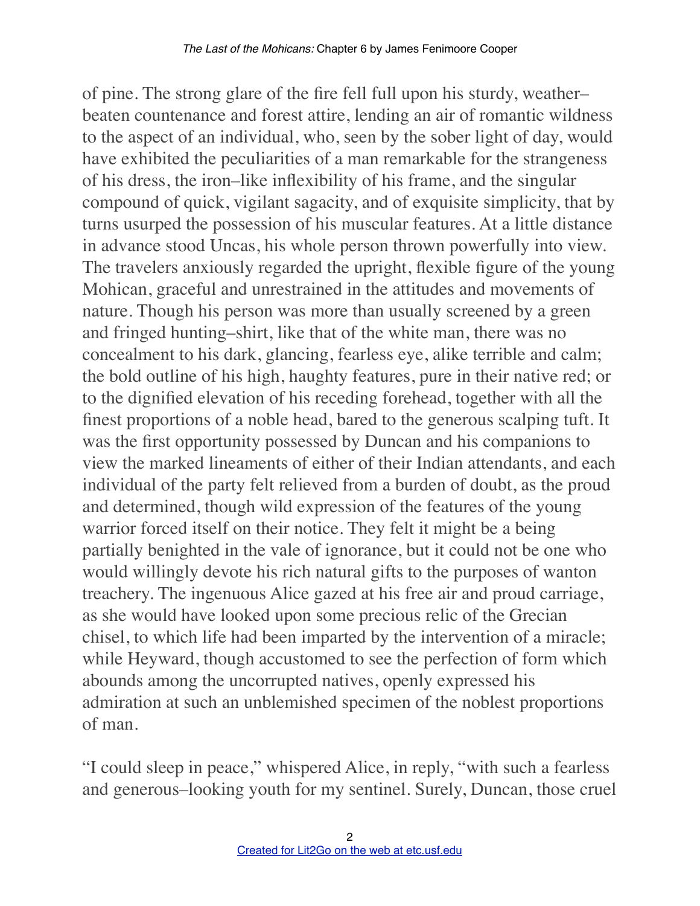of pine. The strong glare of the fire fell full upon his sturdy, weather–beaten countenance and forest attire, lending an air of romantic wildness to the aspect of an individual, who, seen by the sober light of day, would have exhibited the peculiarities of a man remarkable for the strangeness of his dress, the iron–like inflexibility of his frame, and the singular compound of quick, vigilant sagacity, and of exquisite simplicity, that by turns usurped the possession of his muscular features. At a little distance in advance stood Uncas, his whole person thrown powerfully into view. The travelers anxiously regarded the upright, flexible figure of the young Mohican, graceful and unrestrained in the attitudes and movements of nature. Though his person was more than usually screened by a green and fringed hunting–shirt, like that of the white man, there was no concealment to his dark, glancing, fearless eye, alike terrible and calm; the bold outline of his high, haughty features, pure in their native red; or to the dignified elevation of his receding forehead, together with all the finest proportions of a noble head, bared to the generous scalping tuft. It was the first opportunity possessed by Duncan and his companions to view the marked lineaments of either of their Indian attendants, and each individual of the party felt relieved from a burden of doubt, as the proud and determined, though wild expression of the features of the young warrior forced itself on their notice. They felt it might be a being partially benighted in the vale of ignorance, but it could not be one who would willingly devote his rich natural gifts to the purposes of wanton treachery. The ingenuous Alice gazed at his free air and proud carriage, as she would have looked upon some precious relic of the Grecian chisel, to which life had been imparted by the intervention of a miracle; while Heyward, though accustomed to see the perfection of form which abounds among the uncorrupted natives, openly expressed his admiration at such an unblemished specimen of the noblest proportions of man.

"I could sleep in peace," whispered Alice, in reply, "with such a fearless and generous–looking youth for my sentinel. Surely, Duncan, those cruel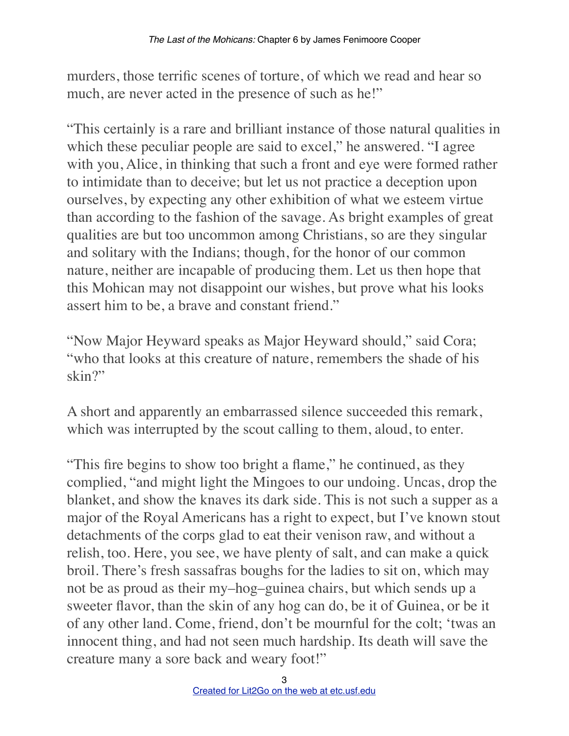murders, those terrific scenes of torture, of which we read and hear so much, are never acted in the presence of such as he!"

"This certainly is a rare and brilliant instance of those natural qualities in which these peculiar people are said to excel," he answered. "I agree with you, Alice, in thinking that such a front and eye were formed rather to intimidate than to deceive; but let us not practice a deception upon ourselves, by expecting any other exhibition of what we esteem virtue than according to the fashion of the savage. As bright examples of great qualities are but too uncommon among Christians, so are they singular and solitary with the Indians; though, for the honor of our common nature, neither are incapable of producing them. Let us then hope that this Mohican may not disappoint our wishes, but prove what his looks assert him to be, a brave and constant friend."

"Now Major Heyward speaks as Major Heyward should," said Cora; "who that looks at this creature of nature, remembers the shade of his skin?"

A short and apparently an embarrassed silence succeeded this remark, which was interrupted by the scout calling to them, aloud, to enter.

"This fire begins to show too bright a flame," he continued, as they complied, "and might light the Mingoes to our undoing. Uncas, drop the blanket, and show the knaves its dark side. This is not such a supper as a major of the Royal Americans has a right to expect, but I've known stout detachments of the corps glad to eat their venison raw, and without a relish, too. Here, you see, we have plenty of salt, and can make a quick broil. There's fresh sassafras boughs for the ladies to sit on, which may not be as proud as their my–hog–guinea chairs, but which sends up a sweeter flavor, than the skin of any hog can do, be it of Guinea, or be it of any other land. Come, friend, don't be mournful for the colt; 'twas an innocent thing, and had not seen much hardship. Its death will save the creature many a sore back and weary foot!"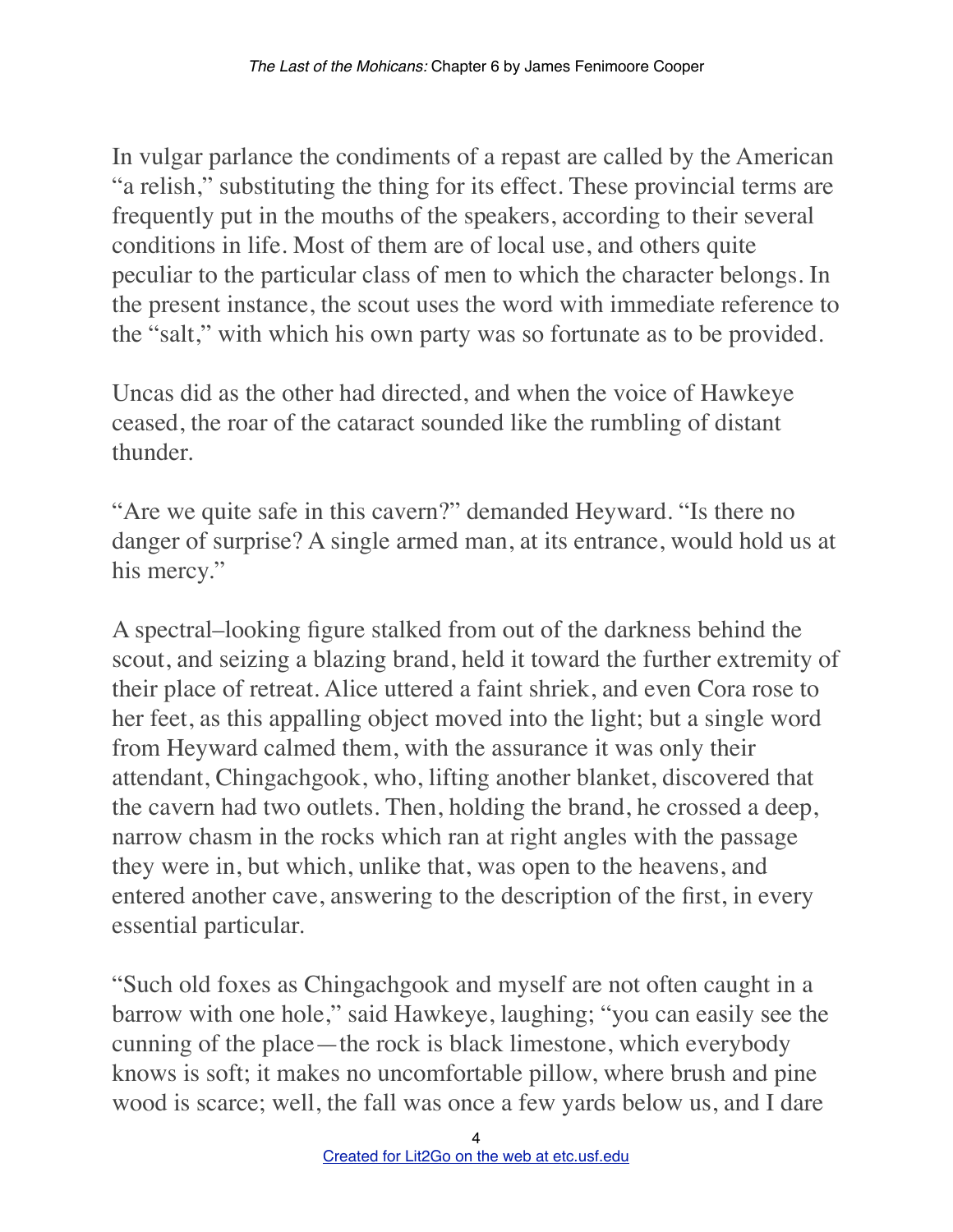In vulgar parlance the condiments of a repast are called by the American "a relish," substituting the thing for its effect. These provincial terms are frequently put in the mouths of the speakers, according to their several conditions in life. Most of them are of local use, and others quite peculiar to the particular class of men to which the character belongs. In the present instance, the scout uses the word with immediate reference to the "salt," with which his own party was so fortunate as to be provided.

Uncas did as the other had directed, and when the voice of Hawkeye ceased, the roar of the cataract sounded like the rumbling of distant thunder.

"Are we quite safe in this cavern?" demanded Heyward. "Is there no danger of surprise? A single armed man, at its entrance, would hold us at his mercy."

A spectral–looking figure stalked from out of the darkness behind the scout, and seizing a blazing brand, held it toward the further extremity of their place of retreat. Alice uttered a faint shriek, and even Cora rose to her feet, as this appalling object moved into the light; but a single word from Heyward calmed them, with the assurance it was only their attendant, Chingachgook, who, lifting another blanket, discovered that the cavern had two outlets. Then, holding the brand, he crossed a deep, narrow chasm in the rocks which ran at right angles with the passage they were in, but which, unlike that, was open to the heavens, and entered another cave, answering to the description of the first, in every essential particular.

"Such old foxes as Chingachgook and myself are not often caught in a barrow with one hole," said Hawkeye, laughing; "you can easily see the cunning of the place—the rock is black limestone, which everybody knows is soft; it makes no uncomfortable pillow, where brush and pine wood is scarce; well, the fall was once a few yards below us, and I dare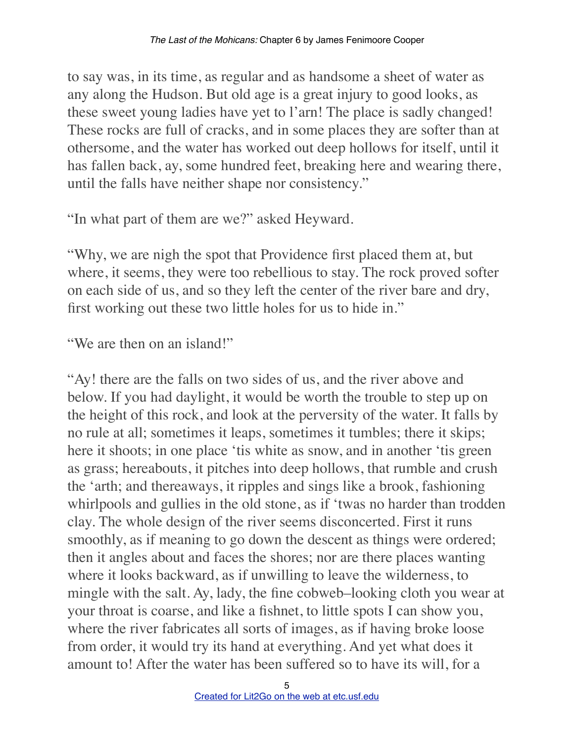to say was, in its time, as regular and as handsome a sheet of water as any along the Hudson. But old age is a great injury to good looks, as these sweet young ladies have yet to l'arn! The place is sadly changed! These rocks are full of cracks, and in some places they are softer than at othersome, and the water has worked out deep hollows for itself, until it has fallen back, ay, some hundred feet, breaking here and wearing there, until the falls have neither shape nor consistency."

"In what part of them are we?" asked Heyward.

"Why, we are nigh the spot that Providence first placed them at, but where, it seems, they were too rebellious to stay. The rock proved softer on each side of us, and so they left the center of the river bare and dry, first working out these two little holes for us to hide in."

"We are then on an island!"

"Ay! there are the falls on two sides of us, and the river above and below. If you had daylight, it would be worth the trouble to step up on the height of this rock, and look at the perversity of the water. It falls by no rule at all; sometimes it leaps, sometimes it tumbles; there it skips; here it shoots; in one place 'tis white as snow, and in another 'tis green as grass; hereabouts, it pitches into deep hollows, that rumble and crush the 'arth; and thereaways, it ripples and sings like a brook, fashioning whirlpools and gullies in the old stone, as if 'twas no harder than trodden clay. The whole design of the river seems disconcerted. First it runs smoothly, as if meaning to go down the descent as things were ordered; then it angles about and faces the shores; nor are there places wanting where it looks backward, as if unwilling to leave the wilderness, to mingle with the salt. Ay, lady, the fine cobweb–looking cloth you wear at your throat is coarse, and like a fishnet, to little spots I can show you, where the river fabricates all sorts of images, as if having broke loose from order, it would try its hand at everything. And yet what does it amount to! After the water has been suffered so to have its will, for a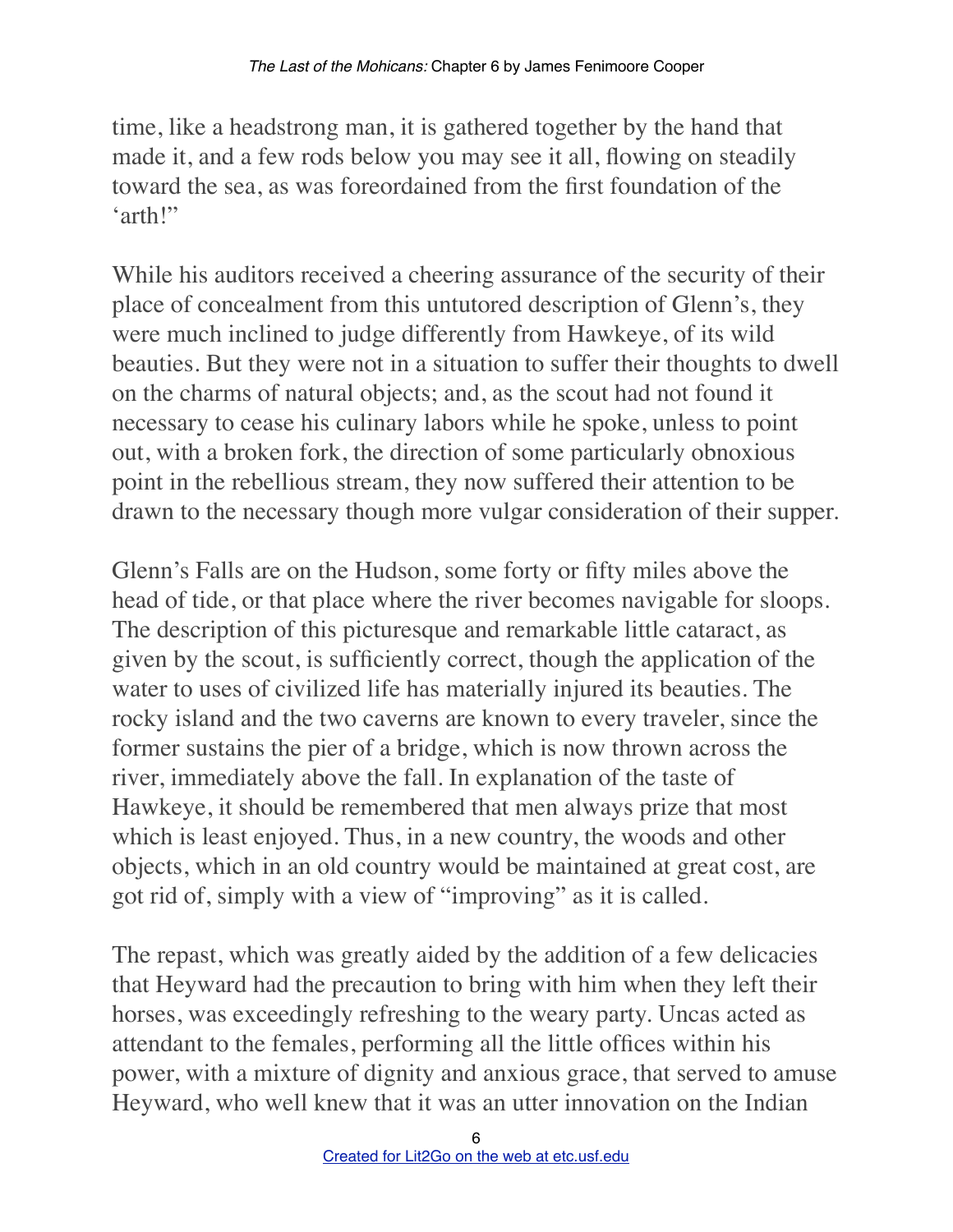time, like a headstrong man, it is gathered together by the hand that made it, and a few rods below you may see it all, flowing on steadily toward the sea, as was foreordained from the first foundation of the 'arth!"

While his auditors received a cheering assurance of the security of their place of concealment from this untutored description of Glenn's, they were much inclined to judge differently from Hawkeye, of its wild beauties. But they were not in a situation to suffer their thoughts to dwell on the charms of natural objects; and, as the scout had not found it necessary to cease his culinary labors while he spoke, unless to point out, with a broken fork, the direction of some particularly obnoxious point in the rebellious stream, they now suffered their attention to be drawn to the necessary though more vulgar consideration of their supper.

Glenn's Falls are on the Hudson, some forty or fifty miles above the head of tide, or that place where the river becomes navigable for sloops. The description of this picturesque and remarkable little cataract, as given by the scout, is sufficiently correct, though the application of the water to uses of civilized life has materially injured its beauties. The rocky island and the two caverns are known to every traveler, since the former sustains the pier of a bridge, which is now thrown across the river, immediately above the fall. In explanation of the taste of Hawkeye, it should be remembered that men always prize that most which is least enjoyed. Thus, in a new country, the woods and other objects, which in an old country would be maintained at great cost, are got rid of, simply with a view of "improving" as it is called.

The repast, which was greatly aided by the addition of a few delicacies that Heyward had the precaution to bring with him when they left their horses, was exceedingly refreshing to the weary party. Uncas acted as attendant to the females, performing all the little offices within his power, with a mixture of dignity and anxious grace, that served to amuse Heyward, who well knew that it was an utter innovation on the Indian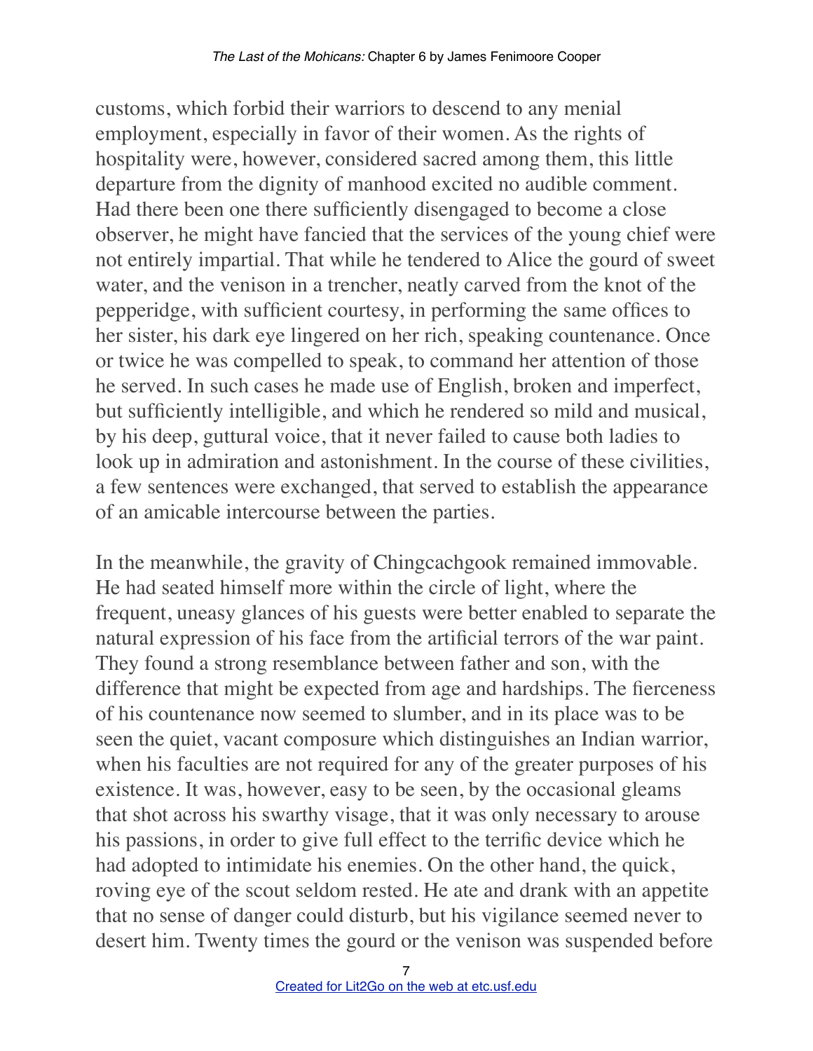customs, which forbid their warriors to descend to any menial employment, especially in favor of their women. As the rights of hospitality were, however, considered sacred among them, this little departure from the dignity of manhood excited no audible comment. Had there been one there sufficiently disengaged to become a close observer, he might have fancied that the services of the young chief were not entirely impartial. That while he tendered to Alice the gourd of sweet water, and the venison in a trencher, neatly carved from the knot of the pepperidge, with sufficient courtesy, in performing the same offices to her sister, his dark eye lingered on her rich, speaking countenance. Once or twice he was compelled to speak, to command her attention of those he served. In such cases he made use of English, broken and imperfect, but sufficiently intelligible, and which he rendered so mild and musical, by his deep, guttural voice, that it never failed to cause both ladies to look up in admiration and astonishment. In the course of these civilities, a few sentences were exchanged, that served to establish the appearance of an amicable intercourse between the parties.

In the meanwhile, the gravity of Chingcachgook remained immovable. He had seated himself more within the circle of light, where the frequent, uneasy glances of his guests were better enabled to separate the natural expression of his face from the artificial terrors of the war paint. They found a strong resemblance between father and son, with the difference that might be expected from age and hardships. The fierceness of his countenance now seemed to slumber, and in its place was to be seen the quiet, vacant composure which distinguishes an Indian warrior, when his faculties are not required for any of the greater purposes of his existence. It was, however, easy to be seen, by the occasional gleams that shot across his swarthy visage, that it was only necessary to arouse his passions, in order to give full effect to the terrific device which he had adopted to intimidate his enemies. On the other hand, the quick, roving eye of the scout seldom rested. He ate and drank with an appetite that no sense of danger could disturb, but his vigilance seemed never to desert him. Twenty times the gourd or the venison was suspended before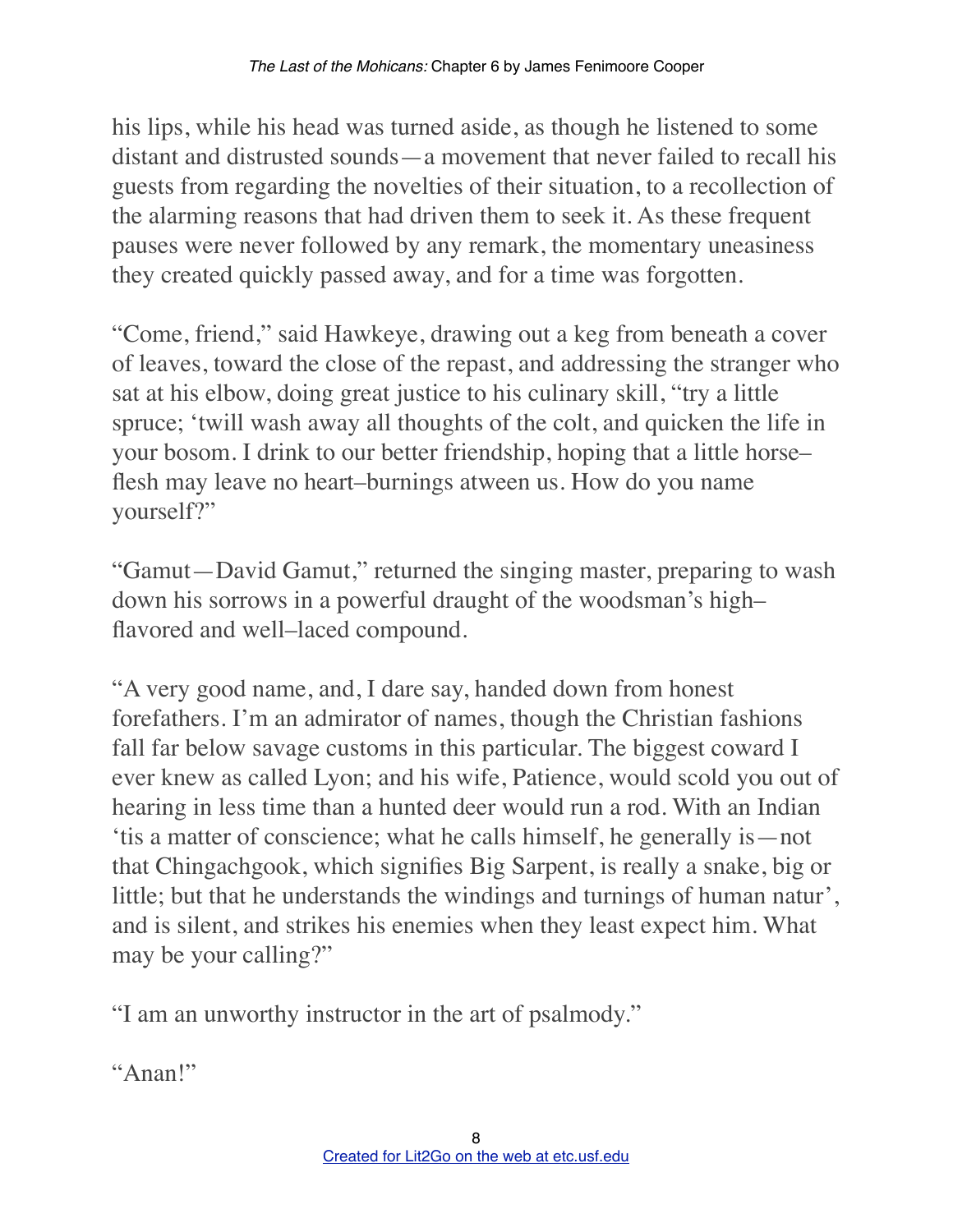his lips, while his head was turned aside, as though he listened to some distant and distrusted sounds—a movement that never failed to recall his guests from regarding the novelties of their situation, to a recollection of the alarming reasons that had driven them to seek it. As these frequent pauses were never followed by any remark, the momentary uneasiness they created quickly passed away, and for a time was forgotten.

"Come, friend," said Hawkeye, drawing out a keg from beneath a cover of leaves, toward the close of the repast, and addressing the stranger who sat at his elbow, doing great justice to his culinary skill, "try a little spruce; 'twill wash away all thoughts of the colt, and quicken the life in your bosom. I drink to our better friendship, hoping that a little horse–flesh may leave no heart–burnings atween us. How do you name yourself?"

"Gamut—David Gamut," returned the singing master, preparing to wash down his sorrows in a powerful draught of the woodsman's high–flavored and well–laced compound.

"A very good name, and, I dare say, handed down from honest forefathers. I'm an admirator of names, though the Christian fashions fall far below savage customs in this particular. The biggest coward I ever knew as called Lyon; and his wife, Patience, would scold you out of hearing in less time than a hunted deer would run a rod. With an Indian 'tis a matter of conscience; what he calls himself, he generally is—not that Chingachgook, which signifies Big Sarpent, is really a snake, big or little; but that he understands the windings and turnings of human natur', and is silent, and strikes his enemies when they least expect him. What may be your calling?"

"I am an unworthy instructor in the art of psalmody."

"Anan!"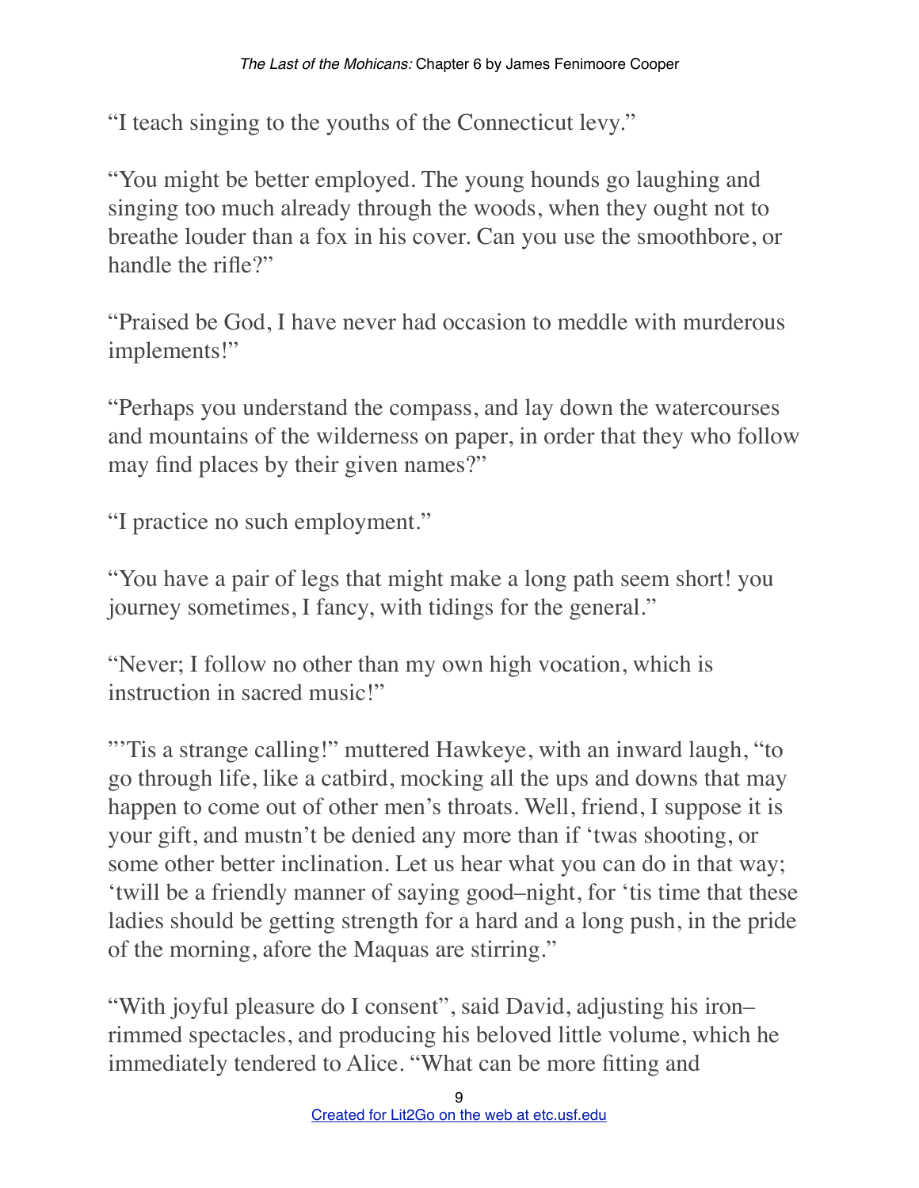"I teach singing to the youths of the Connecticut levy."

"You might be better employed. The young hounds go laughing and singing too much already through the woods, when they ought not to breathe louder than a fox in his cover. Can you use the smoothbore, or handle the rifle?"

"Praised be God, I have never had occasion to meddle with murderous implements!"

"Perhaps you understand the compass, and lay down the watercourses and mountains of the wilderness on paper, in order that they who follow may find places by their given names?"

"I practice no such employment."

"You have a pair of legs that might make a long path seem short! you journey sometimes, I fancy, with tidings for the general."

"Never; I follow no other than my own high vocation, which is instruction in sacred music!"

"'Tis a strange calling!" muttered Hawkeye, with an inward laugh, "to go through life, like a catbird, mocking all the ups and downs that may happen to come out of other men's throats. Well, friend, I suppose it is your gift, and mustn't be denied any more than if 'twas shooting, or some other better inclination. Let us hear what you can do in that way; 'twill be a friendly manner of saying good–night, for 'tis time that these ladies should be getting strength for a hard and a long push, in the pride of the morning, afore the Maquas are stirring."

"With joyful pleasure do I consent", said David, adjusting his iron–rimmed spectacles, and producing his beloved little volume, which he immediately tendered to Alice. "What can be more fitting and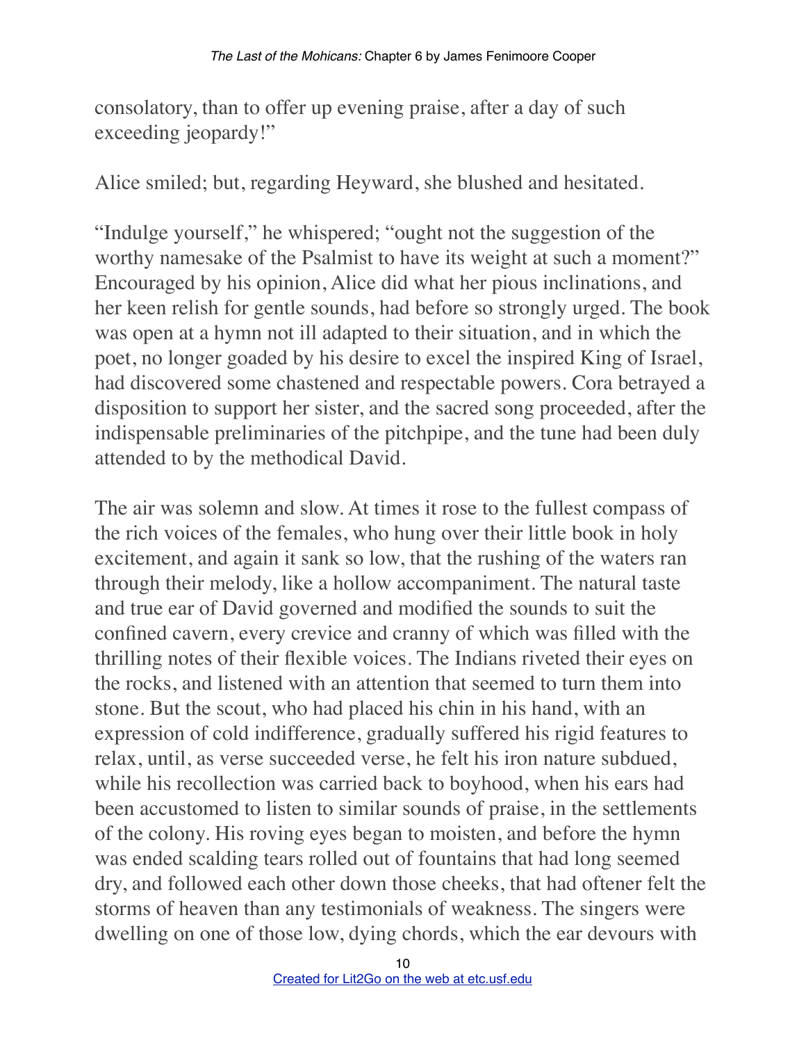consolatory, than to offer up evening praise, after a day of such exceeding jeopardy!"

Alice smiled; but, regarding Heyward, she blushed and hesitated.

"Indulge yourself," he whispered; "ought not the suggestion of the worthy namesake of the Psalmist to have its weight at such a moment?" Encouraged by his opinion, Alice did what her pious inclinations, and her keen relish for gentle sounds, had before so strongly urged. The book was open at a hymn not ill adapted to their situation, and in which the poet, no longer goaded by his desire to excel the inspired King of Israel, had discovered some chastened and respectable powers. Cora betrayed a disposition to support her sister, and the sacred song proceeded, after the indispensable preliminaries of the pitchpipe, and the tune had been duly attended to by the methodical David.

The air was solemn and slow. At times it rose to the fullest compass of the rich voices of the females, who hung over their little book in holy excitement, and again it sank so low, that the rushing of the waters ran through their melody, like a hollow accompaniment. The natural taste and true ear of David governed and modified the sounds to suit the confined cavern, every crevice and cranny of which was filled with the thrilling notes of their flexible voices. The Indians riveted their eyes on the rocks, and listened with an attention that seemed to turn them into stone. But the scout, who had placed his chin in his hand, with an expression of cold indifference, gradually suffered his rigid features to relax, until, as verse succeeded verse, he felt his iron nature subdued, while his recollection was carried back to boyhood, when his ears had been accustomed to listen to similar sounds of praise, in the settlements of the colony. His roving eyes began to moisten, and before the hymn was ended scalding tears rolled out of fountains that had long seemed dry, and followed each other down those cheeks, that had oftener felt the storms of heaven than any testimonials of weakness. The singers were dwelling on one of those low, dying chords, which the ear devours with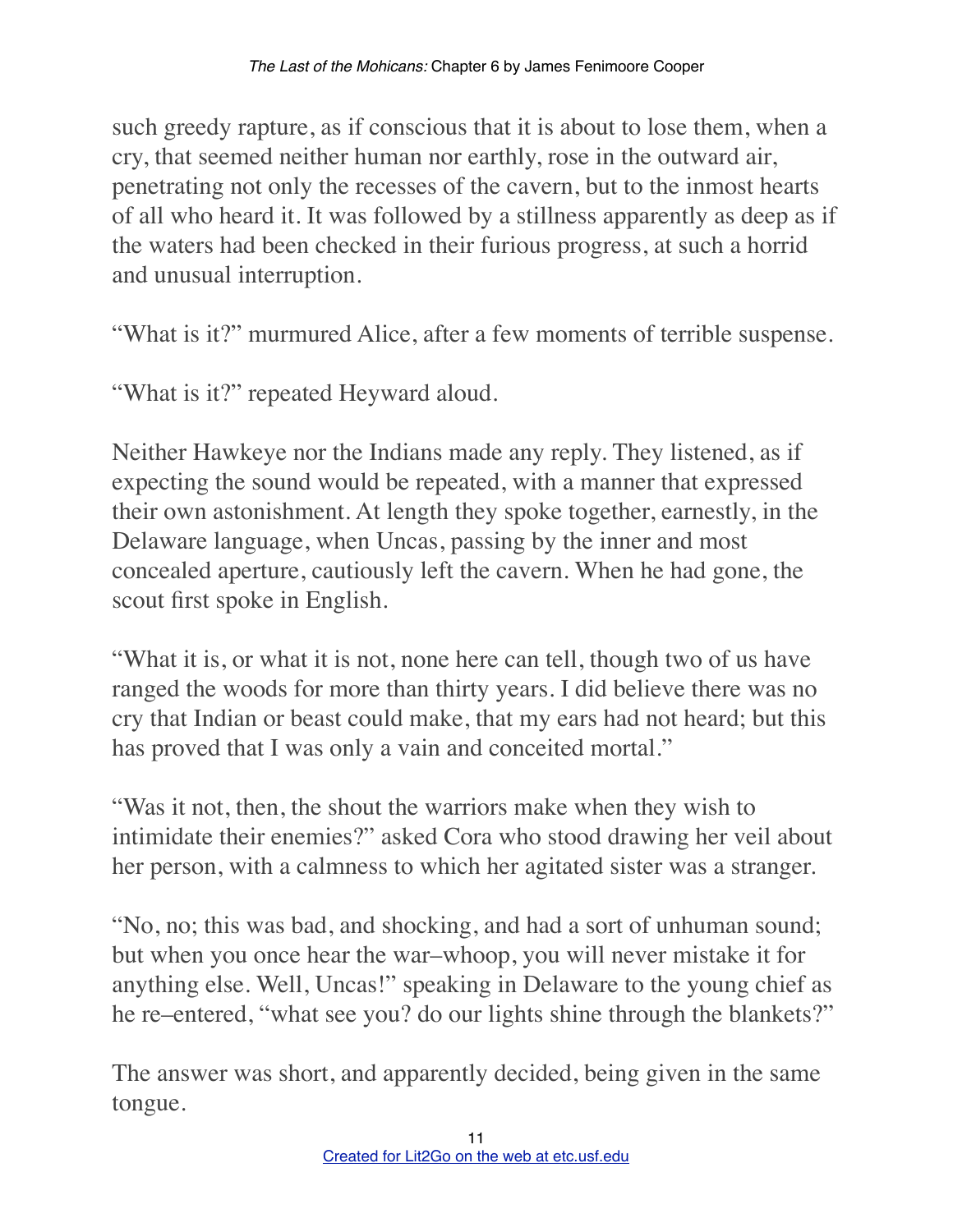such greedy rapture, as if conscious that it is about to lose them, when a cry, that seemed neither human nor earthly, rose in the outward air, penetrating not only the recesses of the cavern, but to the inmost hearts of all who heard it. It was followed by a stillness apparently as deep as if the waters had been checked in their furious progress, at such a horrid and unusual interruption.

"What is it?" murmured Alice, after a few moments of terrible suspense.

"What is it?" repeated Heyward aloud.

Neither Hawkeye nor the Indians made any reply. They listened, as if expecting the sound would be repeated, with a manner that expressed their own astonishment. At length they spoke together, earnestly, in the Delaware language, when Uncas, passing by the inner and most concealed aperture, cautiously left the cavern. When he had gone, the scout first spoke in English.

"What it is, or what it is not, none here can tell, though two of us have ranged the woods for more than thirty years. I did believe there was no cry that Indian or beast could make, that my ears had not heard; but this has proved that I was only a vain and conceited mortal."

"Was it not, then, the shout the warriors make when they wish to intimidate their enemies?" asked Cora who stood drawing her veil about her person, with a calmness to which her agitated sister was a stranger.

"No, no; this was bad, and shocking, and had a sort of unhuman sound; but when you once hear the war–whoop, you will never mistake it for anything else. Well, Uncas!" speaking in Delaware to the young chief as he re–entered, "what see you? do our lights shine through the blankets?"

The answer was short, and apparently decided, being given in the same tongue.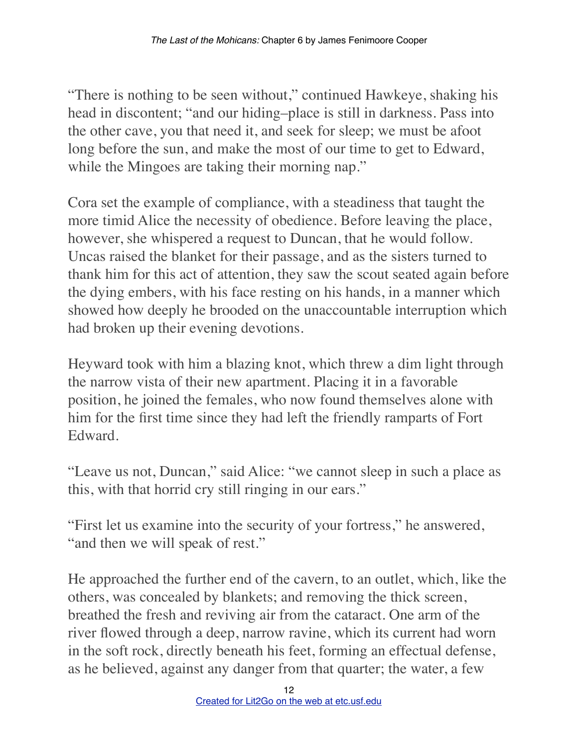"There is nothing to be seen without," continued Hawkeye, shaking his head in discontent; "and our hiding–place is still in darkness. Pass into the other cave, you that need it, and seek for sleep; we must be afoot long before the sun, and make the most of our time to get to Edward, while the Mingoes are taking their morning nap."

Cora set the example of compliance, with a steadiness that taught the more timid Alice the necessity of obedience. Before leaving the place, however, she whispered a request to Duncan, that he would follow. Uncas raised the blanket for their passage, and as the sisters turned to thank him for this act of attention, they saw the scout seated again before the dying embers, with his face resting on his hands, in a manner which showed how deeply he brooded on the unaccountable interruption which had broken up their evening devotions.

Heyward took with him a blazing knot, which threw a dim light through the narrow vista of their new apartment. Placing it in a favorable position, he joined the females, who now found themselves alone with him for the first time since they had left the friendly ramparts of Fort Edward.

"Leave us not, Duncan," said Alice: "we cannot sleep in such a place as this, with that horrid cry still ringing in our ears."

"First let us examine into the security of your fortress," he answered, "and then we will speak of rest."

He approached the further end of the cavern, to an outlet, which, like the others, was concealed by blankets; and removing the thick screen, breathed the fresh and reviving air from the cataract. One arm of the river flowed through a deep, narrow ravine, which its current had worn in the soft rock, directly beneath his feet, forming an effectual defense, as he believed, against any danger from that quarter; the water, a few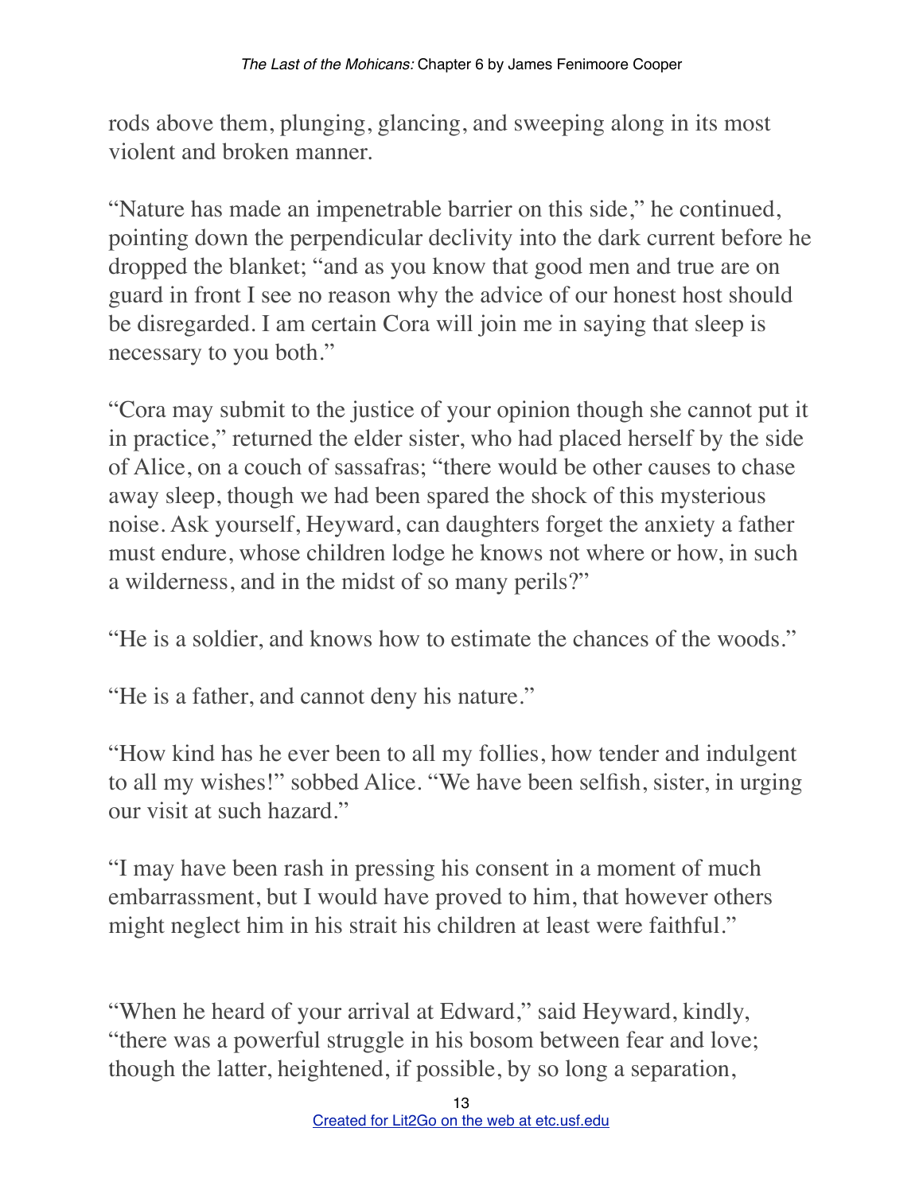rods above them, plunging, glancing, and sweeping along in its most violent and broken manner.

"Nature has made an impenetrable barrier on this side," he continued, pointing down the perpendicular declivity into the dark current before he dropped the blanket; "and as you know that good men and true are on guard in front I see no reason why the advice of our honest host should be disregarded. I am certain Cora will join me in saying that sleep is necessary to you both."

"Cora may submit to the justice of your opinion though she cannot put it in practice," returned the elder sister, who had placed herself by the side of Alice, on a couch of sassafras; "there would be other causes to chase away sleep, though we had been spared the shock of this mysterious noise. Ask yourself, Heyward, can daughters forget the anxiety a father must endure, whose children lodge he knows not where or how, in such a wilderness, and in the midst of so many perils?"

"He is a soldier, and knows how to estimate the chances of the woods."

"He is a father, and cannot deny his nature."

"How kind has he ever been to all my follies, how tender and indulgent to all my wishes!" sobbed Alice. "We have been selfish, sister, in urging our visit at such hazard."

"I may have been rash in pressing his consent in a moment of much embarrassment, but I would have proved to him, that however others might neglect him in his strait his children at least were faithful."

"When he heard of your arrival at Edward," said Heyward, kindly, "there was a powerful struggle in his bosom between fear and love; though the latter, heightened, if possible, by so long a separation,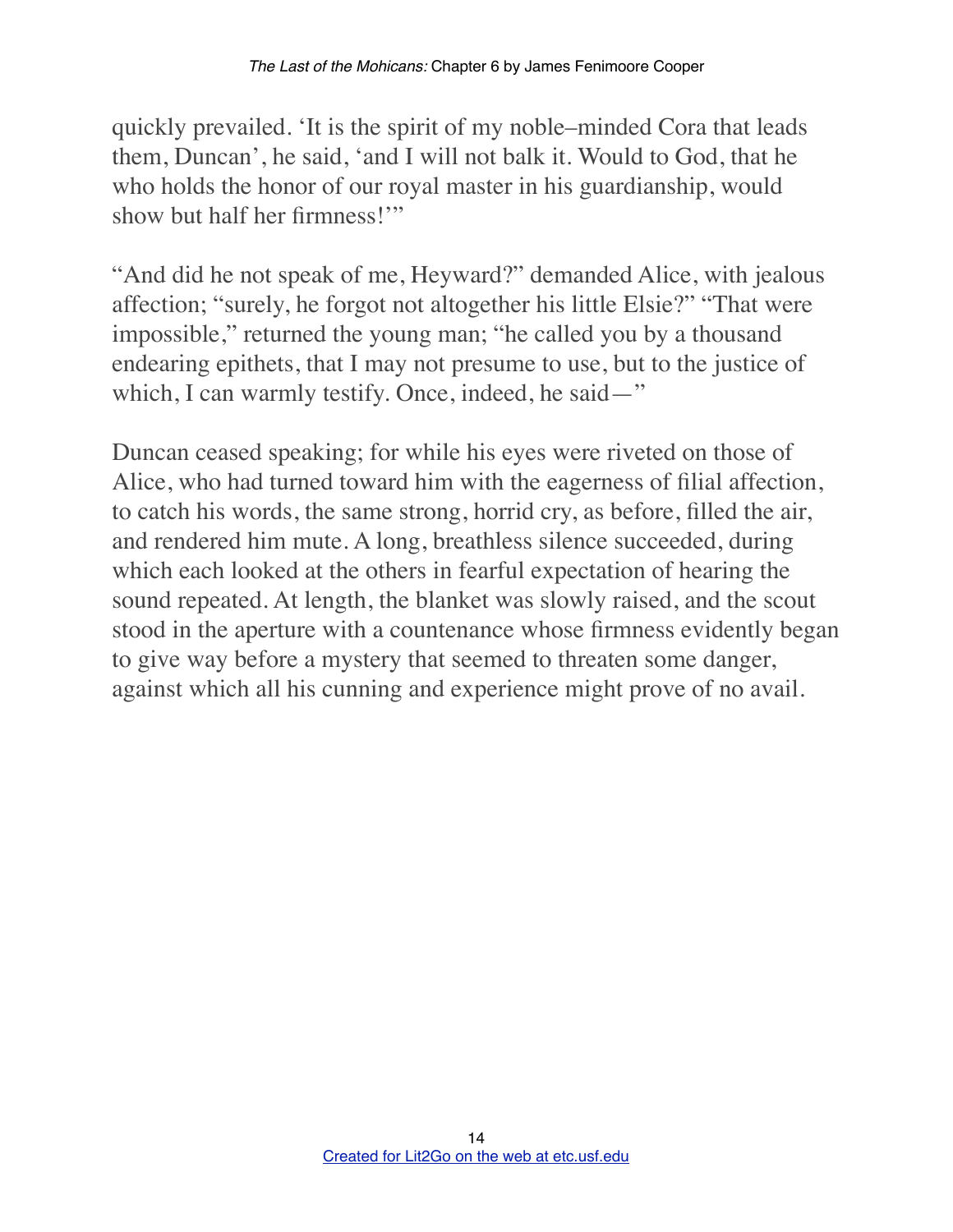quickly prevailed. 'It is the spirit of my noble–minded Cora that leads them, Duncan', he said, 'and I will not balk it. Would to God, that he who holds the honor of our royal master in his guardianship, would show but half her firmness!'"

"And did he not speak of me, Heyward?" demanded Alice, with jealous affection; "surely, he forgot not altogether his little Elsie?" "That were impossible," returned the young man; "he called you by a thousand endearing epithets, that I may not presume to use, but to the justice of which, I can warmly testify. Once, indeed, he said—"

Duncan ceased speaking; for while his eyes were riveted on those of Alice, who had turned toward him with the eagerness of filial affection, to catch his words, the same strong, horrid cry, as before, filled the air, and rendered him mute. A long, breathless silence succeeded, during which each looked at the others in fearful expectation of hearing the sound repeated. At length, the blanket was slowly raised, and the scout stood in the aperture with a countenance whose firmness evidently began to give way before a mystery that seemed to threaten some danger, against which all his cunning and experience might prove of no avail.